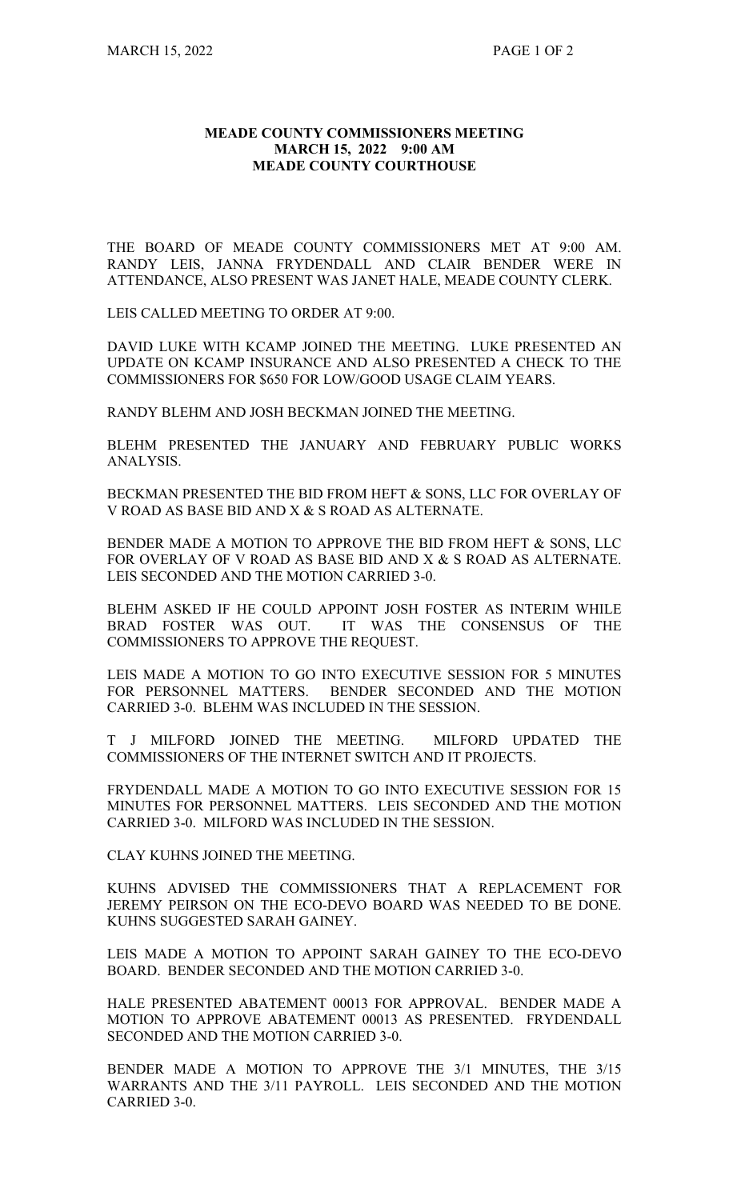# MEADE COUNTY COMMISSIONERS MEETING
## MARCH 15, 2022 9:00 AM
## MEADE COUNTY COURTHOUSE

THE BOARD OF MEADE COUNTY COMMISSIONERS MET AT 9:00 AM. RANDY LEIS, JANNA FRYDENDALL AND CLAIR BENDER WERE IN ATTENDANCE, ALSO PRESENT WAS JANET HALE, MEADE COUNTY CLERK.

LEIS CALLED MEETING TO ORDER AT 9:00.

DAVID LUKE WITH KCAMP JOINED THE MEETING. LUKE PRESENTED AN UPDATE ON KCAMP INSURANCE AND ALSO PRESENTED A CHECK TO THE COMMISSIONERS FOR $650 FOR LOW/GOOD USAGE CLAIM YEARS.

RANDY BLEHM AND JOSH BECKMAN JOINED THE MEETING.

BLEHM PRESENTED THE JANUARY AND FEBRUARY PUBLIC WORKS ANALYSIS.

BECKMAN PRESENTED THE BID FROM HEFT & SONS, LLC FOR OVERLAY OF V ROAD AS BASE BID AND X & S ROAD AS ALTERNATE.

BENDER MADE A MOTION TO APPROVE THE BID FROM HEFT & SONS, LLC FOR OVERLAY OF V ROAD AS BASE BID AND X & S ROAD AS ALTERNATE. LEIS SECONDED AND THE MOTION CARRIED 3-0.

BLEHM ASKED IF HE COULD APPOINT JOSH FOSTER AS INTERIM WHILE BRAD FOSTER WAS OUT. IT WAS THE CONSENSUS OF THE COMMISSIONERS TO APPROVE THE REQUEST.

LEIS MADE A MOTION TO GO INTO EXECUTIVE SESSION FOR 5 MINUTES FOR PERSONNEL MATTERS. BENDER SECONDED AND THE MOTION CARRIED 3-0. BLEHM WAS INCLUDED IN THE SESSION.

T J MILFORD JOINED THE MEETING. MILFORD UPDATED THE COMMISSIONERS OF THE INTERNET SWITCH AND IT PROJECTS.

FRYDENDALL MADE A MOTION TO GO INTO EXECUTIVE SESSION FOR 15 MINUTES FOR PERSONNEL MATTERS. LEIS SECONDED AND THE MOTION CARRIED 3-0. MILFORD WAS INCLUDED IN THE SESSION.

CLAY KUHNS JOINED THE MEETING.

KUHNS ADVISED THE COMMISSIONERS THAT A REPLACEMENT FOR JEREMY PEIRSON ON THE ECO-DEVO BOARD WAS NEEDED TO BE DONE. KUHNS SUGGESTED SARAH GAINEY.

LEIS MADE A MOTION TO APPOINT SARAH GAINEY TO THE ECO-DEVO BOARD. BENDER SECONDED AND THE MOTION CARRIED 3-0.

HALE PRESENTED ABATEMENT 00013 FOR APPROVAL. BENDER MADE A MOTION TO APPROVE ABATEMENT 00013 AS PRESENTED. FRYDENDALL SECONDED AND THE MOTION CARRIED 3-0.

BENDER MADE A MOTION TO APPROVE THE 3/1 MINUTES, THE 3/15 WARRANTS AND THE 3/11 PAYROLL. LEIS SECONDED AND THE MOTION CARRIED 3-0.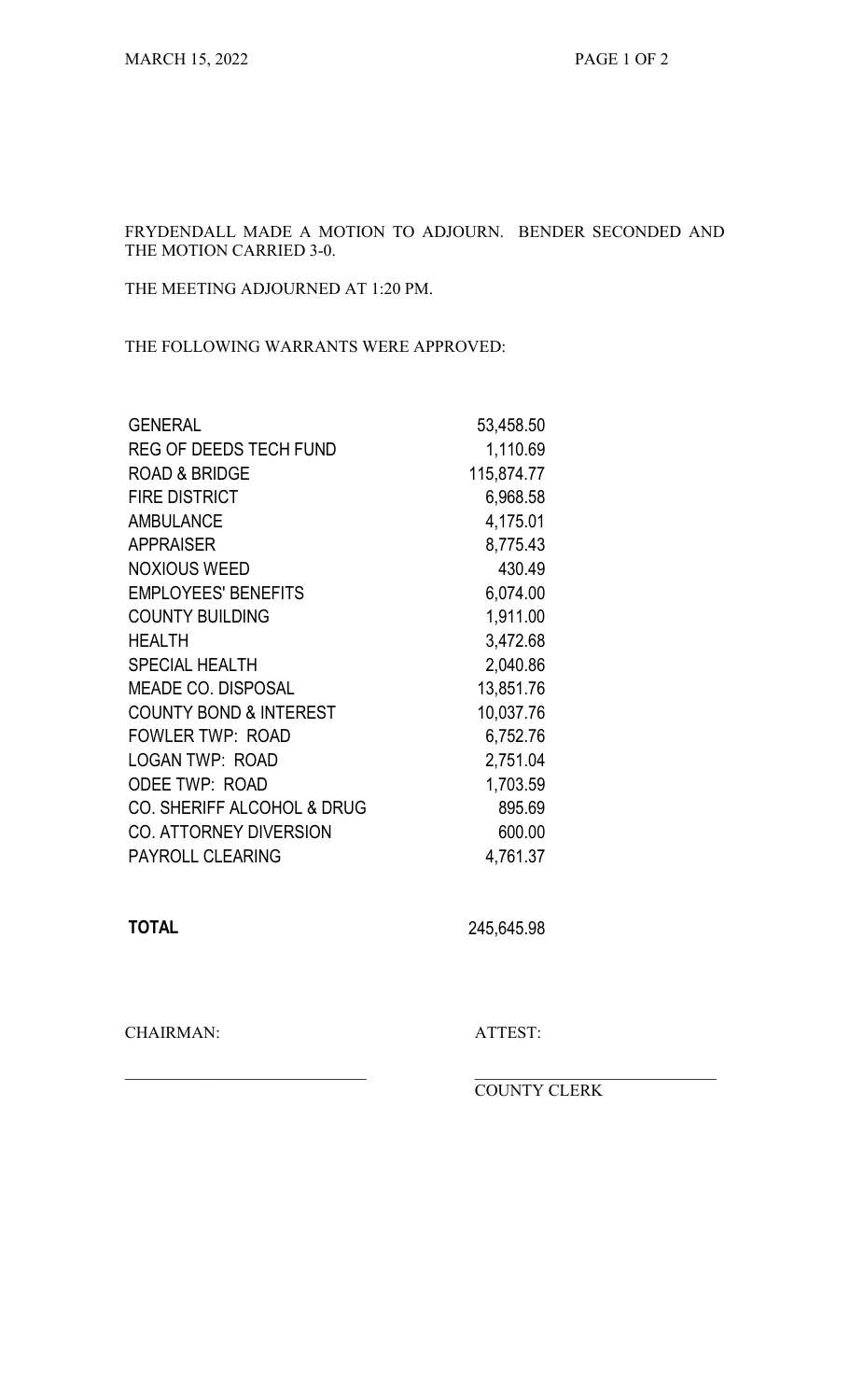FRYDENDALL MADE A MOTION TO ADJOURN. BENDER SECONDED AND THE MOTION CARRIED 3-0.

THE MEETING ADJOURNED AT 1:20 PM.

THE FOLLOWING WARRANTS WERE APPROVED:

| | |
|---|---|
| GENERAL | 53,458.50 |
| REG OF DEEDS TECH FUND | 1,110.69 |
| ROAD & BRIDGE | 115,874.77 |
| FIRE DISTRICT | 6,968.58 |
| AMBULANCE | 4,175.01 |
| APPRAISER | 8,775.43 |
| NOXIOUS WEED | 430.49 |
| EMPLOYEES' BENEFITS | 6,074.00 |
| COUNTY BUILDING | 1,911.00 |
| HEALTH | 3,472.68 |
| SPECIAL HEALTH | 2,040.86 |
| MEADE CO. DISPOSAL | 13,851.76 |
| COUNTY BOND & INTEREST | 10,037.76 |
| FOWLER TWP: ROAD | 6,752.76 |
| LOGAN TWP: ROAD | 2,751.04 |
| ODEE TWP: ROAD | 1,703.59 |
| CO. SHERIFF ALCOHOL & DRUG | 895.69 |
| CO. ATTORNEY DIVERSION | 600.00 |
| PAYROLL CLEARING | 4,761.37 |
| **TOTAL** | 245,645.98 |

CHAIRMAN: ____________________

ATTEST: ____________________
COUNTY CLERK